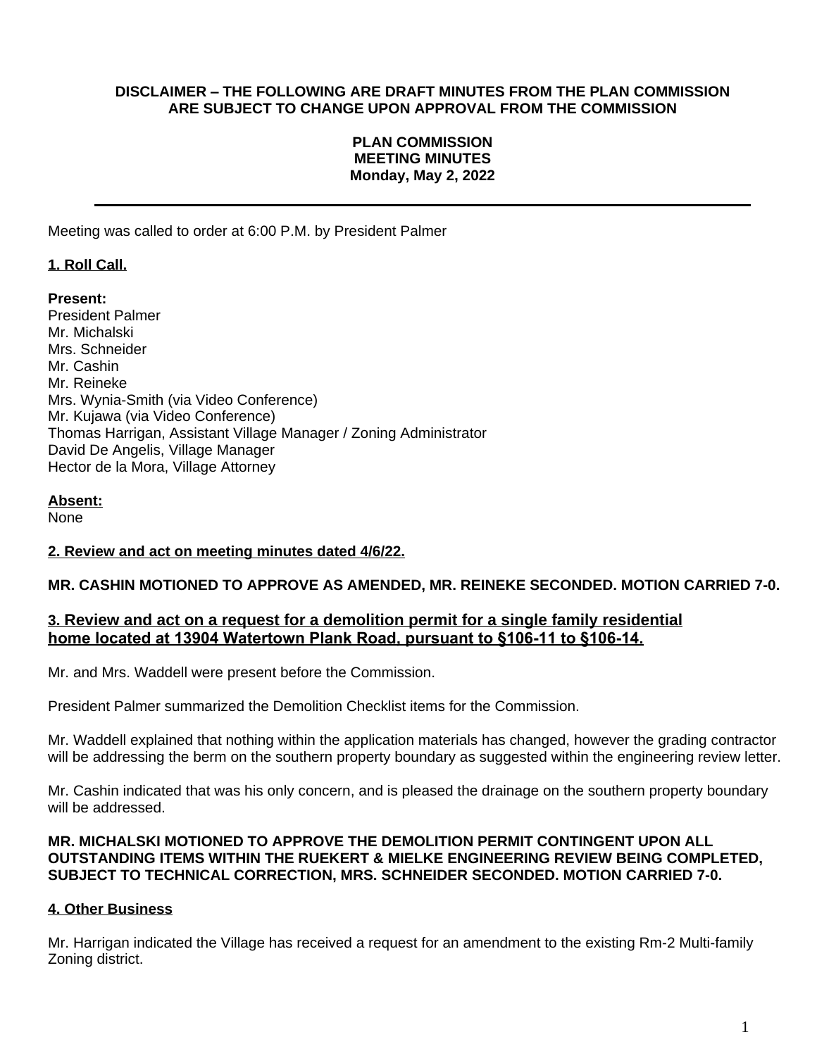**DISCLAIMER – THE FOLLOWING ARE DRAFT MINUTES FROM THE PLAN COMMISSION ARE SUBJECT TO CHANGE UPON APPROVAL FROM THE COMMISSION**

**PLAN COMMISSION**
**MEETING MINUTES**
**Monday, May 2, 2022**

---

Meeting was called to order at 6:00 P.M. by President Palmer

## 1. Roll Call.

**Present:**
President Palmer
Mr. Michalski
Mrs. Schneider
Mr. Cashin
Mr. Reineke
Mrs. Wynia-Smith (via Video Conference)
Mr. Kujawa (via Video Conference)
Thomas Harrigan, Assistant Village Manager / Zoning Administrator
David De Angelis, Village Manager
Hector de la Mora, Village Attorney

**Absent:**
None

## 2. Review and act on meeting minutes dated 4/6/22.

**MR. CASHIN MOTIONED TO APPROVE AS AMENDED, MR. REINEKE SECONDED. MOTION CARRIED 7-0.**

## 3. Review and act on a request for a demolition permit for a single family residential home located at 13904 Watertown Plank Road, pursuant to §106-11 to §106-14.

Mr. and Mrs. Waddell were present before the Commission.

President Palmer summarized the Demolition Checklist items for the Commission.

Mr. Waddell explained that nothing within the application materials has changed, however the grading contractor will be addressing the berm on the southern property boundary as suggested within the engineering review letter.

Mr. Cashin indicated that was his only concern, and is pleased the drainage on the southern property boundary will be addressed.

**MR. MICHALSKI MOTIONED TO APPROVE THE DEMOLITION PERMIT CONTINGENT UPON ALL OUTSTANDING ITEMS WITHIN THE RUEKERT & MIELKE ENGINEERING REVIEW BEING COMPLETED, SUBJECT TO TECHNICAL CORRECTION, MRS. SCHNEIDER SECONDED. MOTION CARRIED 7-0.**

## 4. Other Business

Mr. Harrigan indicated the Village has received a request for an amendment to the existing Rm-2 Multi-family Zoning district.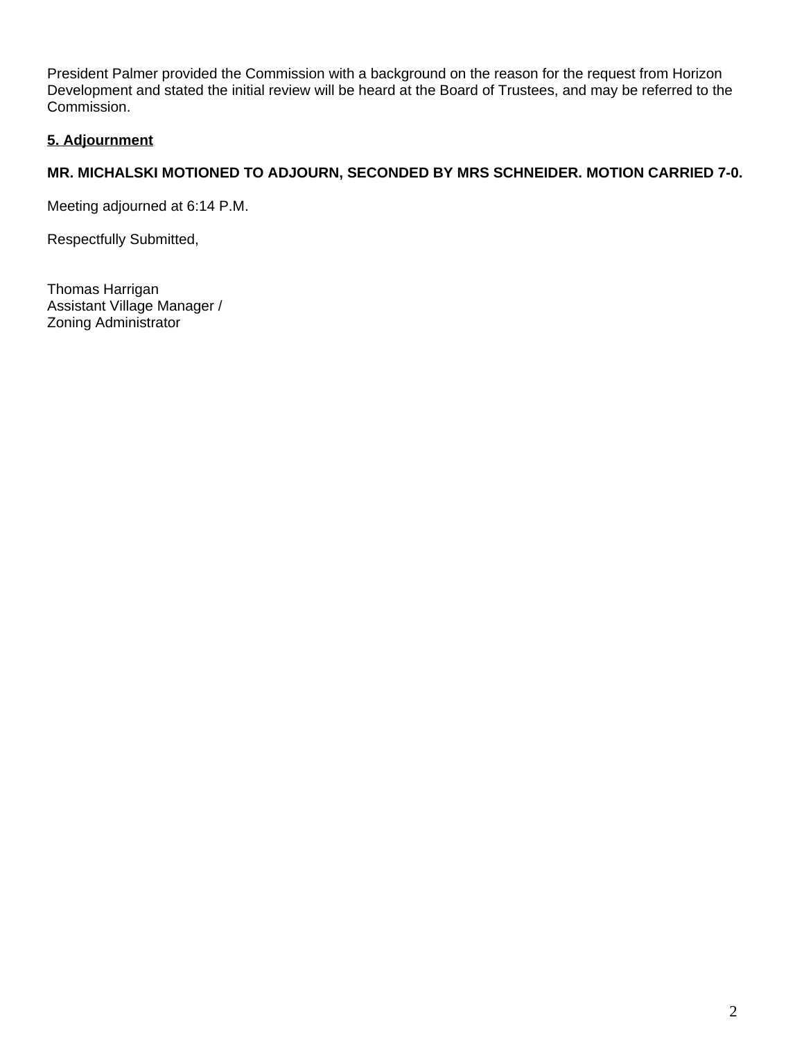President Palmer provided the Commission with a background on the reason for the request from Horizon Development and stated the initial review will be heard at the Board of Trustees, and may be referred to the Commission.

**5. Adjournment**

**MR. MICHALSKI MOTIONED TO ADJOURN, SECONDED BY MRS SCHNEIDER. MOTION CARRIED 7-0.**

Meeting adjourned at 6:14 P.M.

Respectfully Submitted,

Thomas Harrigan
Assistant Village Manager /
Zoning Administrator